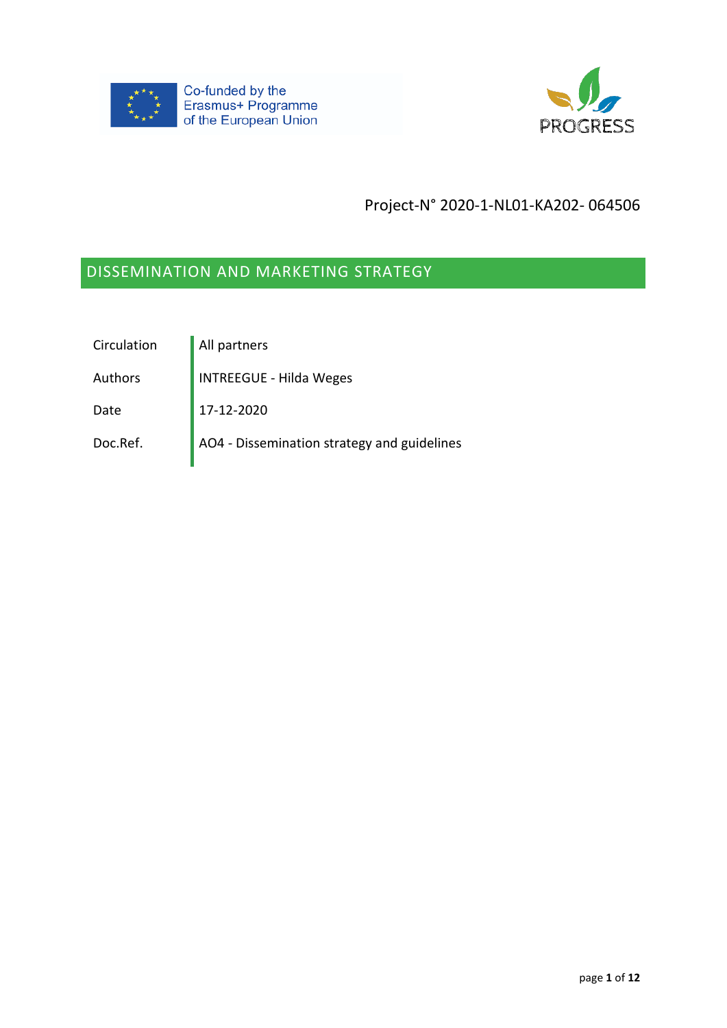Co-funded by the
Erasmus+ Programme
of the European Union

PROGRESS

Project-N° 2020-1-NL01-KA202- 064506

# DISSEMINATION AND MARKETING STRATEGY

| | |
|---|---|
| Circulation | All partners |
| Authors | INTREEGUE - Hilda Weges |
| Date | 17-12-2020 |
| Doc.Ref. | AO4 - Dissemination strategy and guidelines |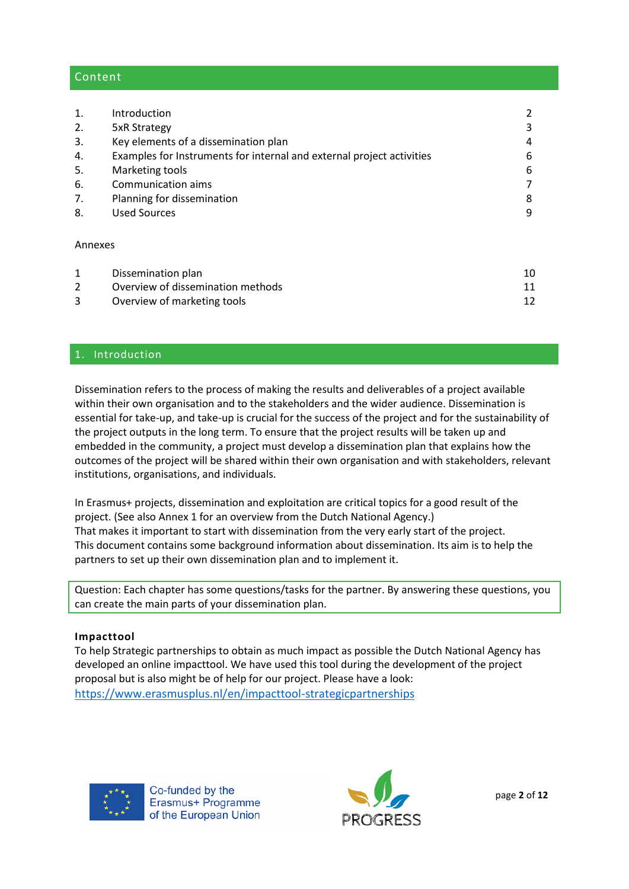## Content

| | | |
|---|---|---|
| 1. | Introduction | 2 |
| 2. | 5xR Strategy | 3 |
| 3. | Key elements of a dissemination plan | 4 |
| 4. | Examples for Instruments for internal and external project activities | 6 |
| 5. | Marketing tools | 6 |
| 6. | Communication aims | 7 |
| 7. | Planning for dissemination | 8 |
| 8. | Used Sources | 9 |

Annexes

| | | |
|---|---|---|
| 1 | Dissemination plan | 10 |
| 2 | Overview of dissemination methods | 11 |
| 3 | Overview of marketing tools | 12 |

## 1. Introduction

Dissemination refers to the process of making the results and deliverables of a project available within their own organisation and to the stakeholders and the wider audience. Dissemination is essential for take-up, and take-up is crucial for the success of the project and for the sustainability of the project outputs in the long term. To ensure that the project results will be taken up and embedded in the community, a project must develop a dissemination plan that explains how the outcomes of the project will be shared within their own organisation and with stakeholders, relevant institutions, organisations, and individuals.

In Erasmus+ projects, dissemination and exploitation are critical topics for a good result of the project. (See also Annex 1 for an overview from the Dutch National Agency.)
That makes it important to start with dissemination from the very early start of the project.
This document contains some background information about dissemination. Its aim is to help the partners to set up their own dissemination plan and to implement it.

> Question: Each chapter has some questions/tasks for the partner. By answering these questions, you can create the main parts of your dissemination plan.

**Impacttool**
To help Strategic partnerships to obtain as much impact as possible the Dutch National Agency has developed an online impacttool. We have used this tool during the development of the project proposal but is also might be of help for our project. Please have a look:
https://www.erasmusplus.nl/en/impacttool-strategicpartnerships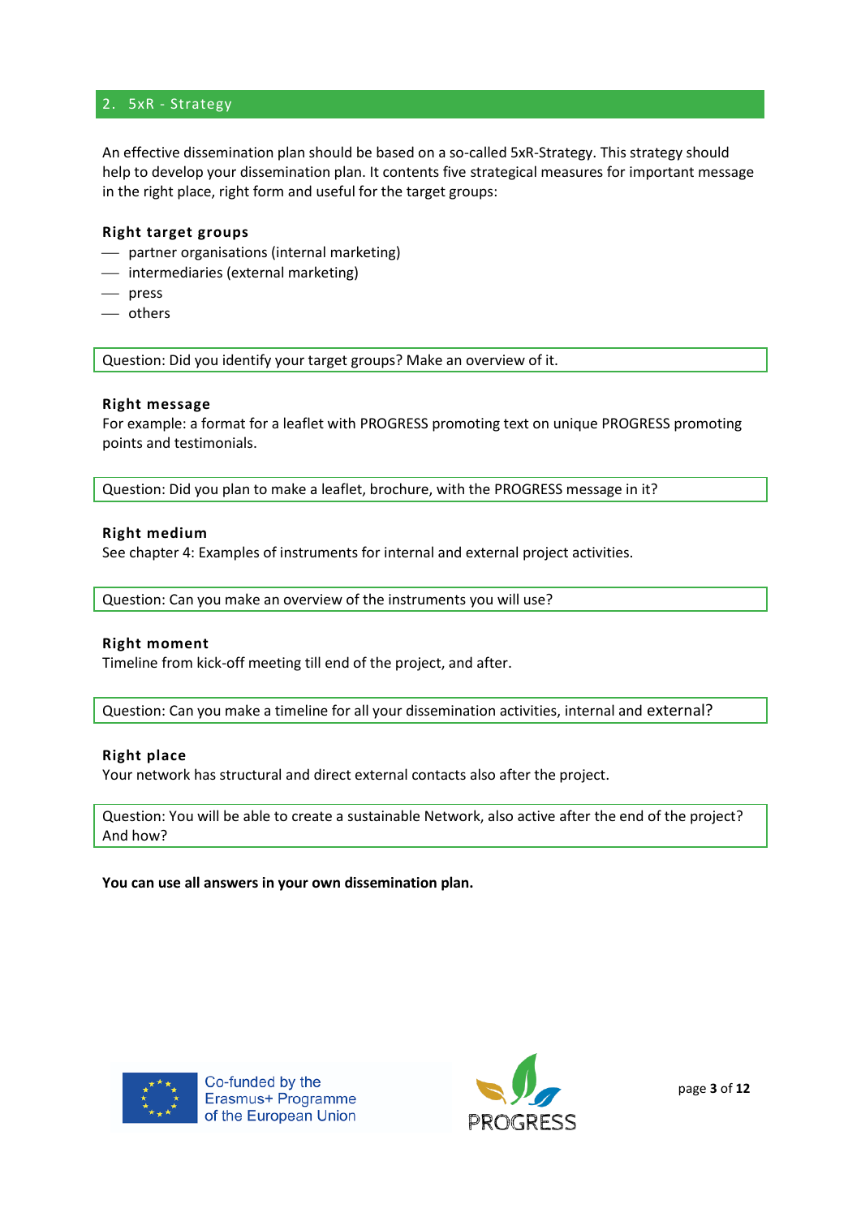## 2. 5xR - Strategy

An effective dissemination plan should be based on a so-called 5xR-Strategy. This strategy should help to develop your dissemination plan. It contents five strategical measures for important message in the right place, right form and useful for the target groups:

**Right target groups**

- partner organisations (internal marketing)
- intermediaries (external marketing)
- press
- others

> Question: Did you identify your target groups? Make an overview of it.

**Right message**

For example: a format for a leaflet with PROGRESS promoting text on unique PROGRESS promoting points and testimonials.

> Question: Did you plan to make a leaflet, brochure, with the PROGRESS message in it?

**Right medium**

See chapter 4: Examples of instruments for internal and external project activities.

> Question: Can you make an overview of the instruments you will use?

**Right moment**

Timeline from kick-off meeting till end of the project, and after.

> Question: Can you make a timeline for all your dissemination activities, internal and external?

**Right place**

Your network has structural and direct external contacts also after the project.

> Question: You will be able to create a sustainable Network, also active after the end of the project? And how?

**You can use all answers in your own dissemination plan.**

Co-funded by the Erasmus+ Programme of the European Union

PROGRESS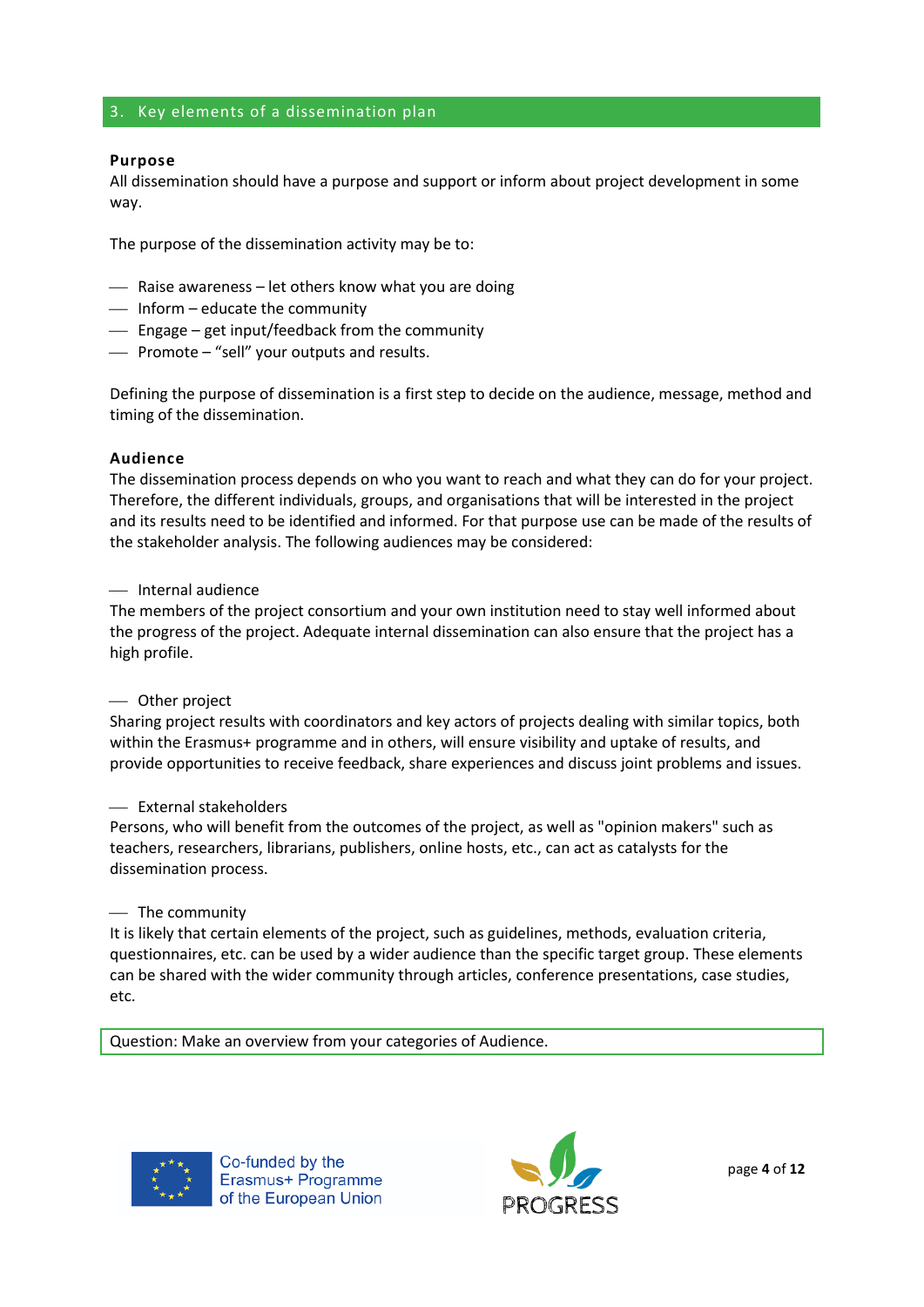## 3. Key elements of a dissemination plan

### Purpose

All dissemination should have a purpose and support or inform about project development in some way.

The purpose of the dissemination activity may be to:

- Raise awareness – let others know what you are doing
- Inform – educate the community
- Engage – get input/feedback from the community
- Promote – "sell" your outputs and results.

Defining the purpose of dissemination is a first step to decide on the audience, message, method and timing of the dissemination.

### Audience

The dissemination process depends on who you want to reach and what they can do for your project. Therefore, the different individuals, groups, and organisations that will be interested in the project and its results need to be identified and informed. For that purpose use can be made of the results of the stakeholder analysis. The following audiences may be considered:

- Internal audience

The members of the project consortium and your own institution need to stay well informed about the progress of the project. Adequate internal dissemination can also ensure that the project has a high profile.

- Other project

Sharing project results with coordinators and key actors of projects dealing with similar topics, both within the Erasmus+ programme and in others, will ensure visibility and uptake of results, and provide opportunities to receive feedback, share experiences and discuss joint problems and issues.

- External stakeholders

Persons, who will benefit from the outcomes of the project, as well as "opinion makers" such as teachers, researchers, librarians, publishers, online hosts, etc., can act as catalysts for the dissemination process.

- The community

It is likely that certain elements of the project, such as guidelines, methods, evaluation criteria, questionnaires, etc. can be used by a wider audience than the specific target group. These elements can be shared with the wider community through articles, conference presentations, case studies, etc.

Question: Make an overview from your categories of Audience.

Co-funded by the Erasmus+ Programme of the European Union

PROGRESS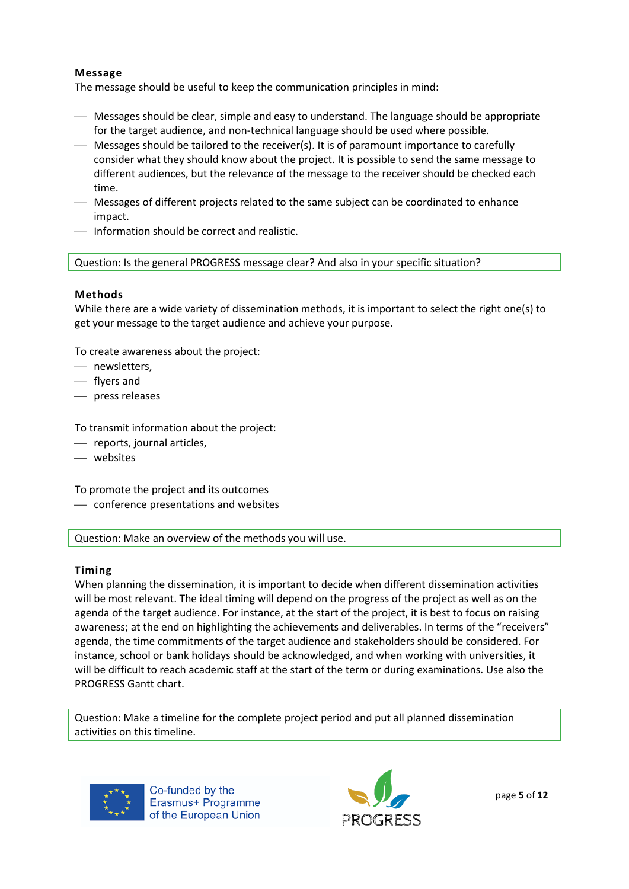### Message

The message should be useful to keep the communication principles in mind:

- Messages should be clear, simple and easy to understand. The language should be appropriate for the target audience, and non-technical language should be used where possible.
- Messages should be tailored to the receiver(s). It is of paramount importance to carefully consider what they should know about the project. It is possible to send the same message to different audiences, but the relevance of the message to the receiver should be checked each time.
- Messages of different projects related to the same subject can be coordinated to enhance impact.
- Information should be correct and realistic.

> Question: Is the general PROGRESS message clear? And also in your specific situation?

### Methods

While there are a wide variety of dissemination methods, it is important to select the right one(s) to get your message to the target audience and achieve your purpose.

To create awareness about the project:

- newsletters,
- flyers and
- press releases

To transmit information about the project:

- reports, journal articles,
- websites

To promote the project and its outcomes

- conference presentations and websites

> Question: Make an overview of the methods you will use.

### Timing

When planning the dissemination, it is important to decide when different dissemination activities will be most relevant. The ideal timing will depend on the progress of the project as well as on the agenda of the target audience. For instance, at the start of the project, it is best to focus on raising awareness; at the end on highlighting the achievements and deliverables. In terms of the "receivers" agenda, the time commitments of the target audience and stakeholders should be considered. For instance, school or bank holidays should be acknowledged, and when working with universities, it will be difficult to reach academic staff at the start of the term or during examinations. Use also the PROGRESS Gantt chart.

> Question: Make a timeline for the complete project period and put all planned dissemination activities on this timeline.

Co-funded by the Erasmus+ Programme of the European Union

PROGRESS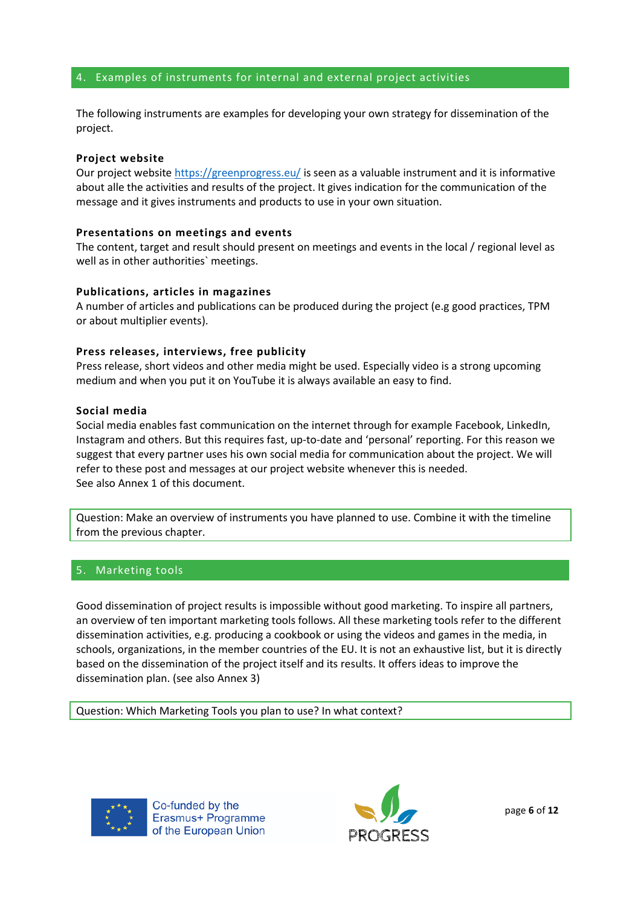## 4. Examples of instruments for internal and external project activities

The following instruments are examples for developing your own strategy for dissemination of the project.

### Project website

Our project website https://greenprogress.eu/ is seen as a valuable instrument and it is informative about alle the activities and results of the project. It gives indication for the communication of the message and it gives instruments and products to use in your own situation.

### Presentations on meetings and events

The content, target and result should present on meetings and events in the local / regional level as well as in other authorities` meetings.

### Publications, articles in magazines

A number of articles and publications can be produced during the project (e.g good practices, TPM or about multiplier events).

### Press releases, interviews, free publicity

Press release, short videos and other media might be used. Especially video is a strong upcoming medium and when you put it on YouTube it is always available an easy to find.

### Social media

Social media enables fast communication on the internet through for example Facebook, LinkedIn, Instagram and others. But this requires fast, up-to-date and 'personal' reporting. For this reason we suggest that every partner uses his own social media for communication about the project. We will refer to these post and messages at our project website whenever this is needed.
See also Annex 1 of this document.

Question: Make an overview of instruments you have planned to use. Combine it with the timeline from the previous chapter.

## 5. Marketing tools

Good dissemination of project results is impossible without good marketing. To inspire all partners, an overview of ten important marketing tools follows. All these marketing tools refer to the different dissemination activities, e.g. producing a cookbook or using the videos and games in the media, in schools, organizations, in the member countries of the EU. It is not an exhaustive list, but it is directly based on the dissemination of the project itself and its results. It offers ideas to improve the dissemination plan. (see also Annex 3)

Question: Which Marketing Tools you plan to use? In what context?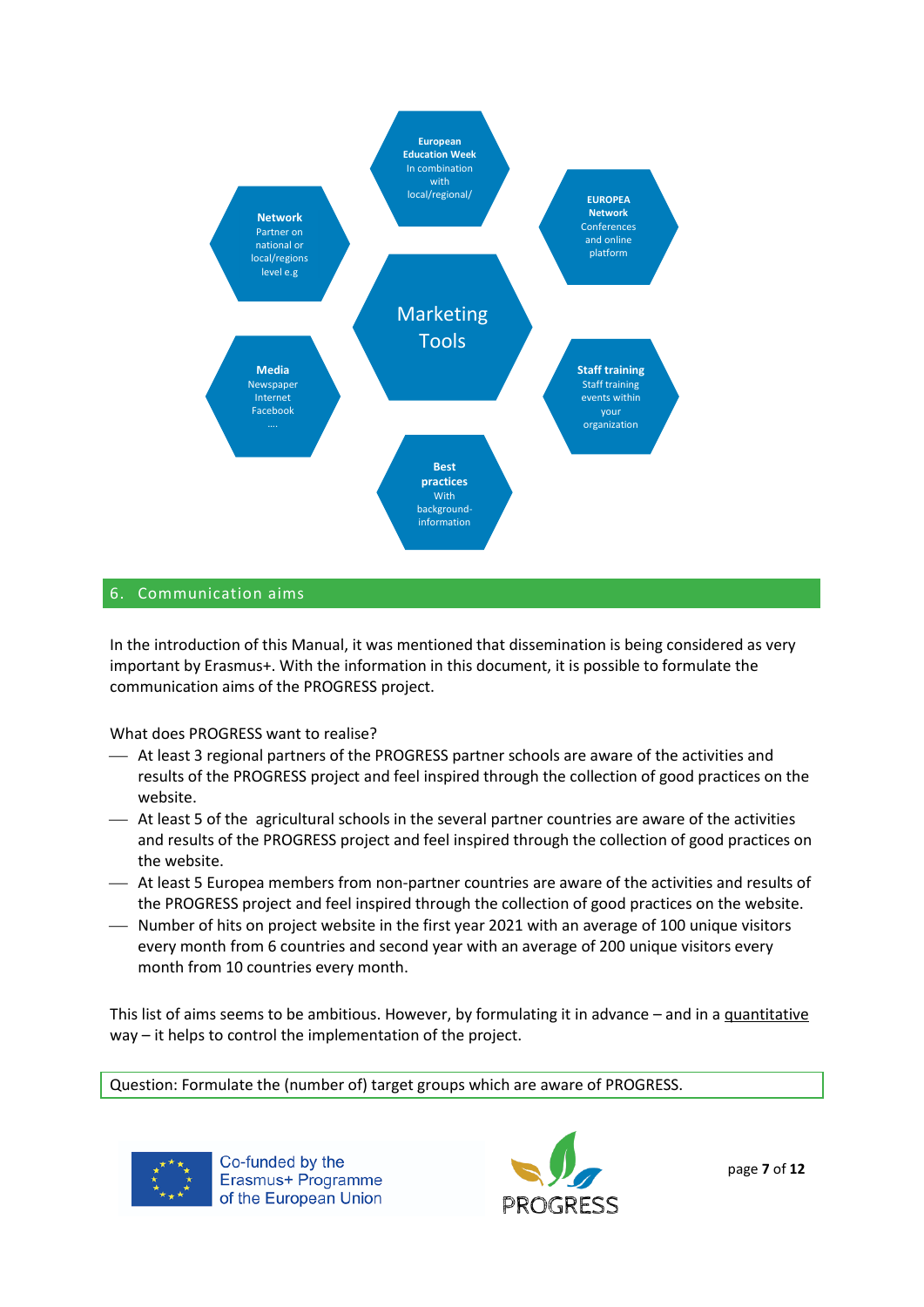Marketing Tools

**European Education Week**
In combination with local/regional/

**EUROPEA Network**
Conferences and online platform

**Network**
Partner on national or local/regions level e.g

**Media**
Newspaper
Internet
Facebook
….

**Staff training**
Staff training events within your organization

**Best practices**
With background-information

## 6. Communication aims

In the introduction of this Manual, it was mentioned that dissemination is being considered as very important by Erasmus+. With the information in this document, it is possible to formulate the communication aims of the PROGRESS project.

What does PROGRESS want to realise?

- At least 3 regional partners of the PROGRESS partner schools are aware of the activities and results of the PROGRESS project and feel inspired through the collection of good practices on the website.
- At least 5 of the agricultural schools in the several partner countries are aware of the activities and results of the PROGRESS project and feel inspired through the collection of good practices on the website.
- At least 5 Europea members from non-partner countries are aware of the activities and results of the PROGRESS project and feel inspired through the collection of good practices on the website.
- Number of hits on project website in the first year 2021 with an average of 100 unique visitors every month from 6 countries and second year with an average of 200 unique visitors every month from 10 countries every month.

This list of aims seems to be ambitious. However, by formulating it in advance – and in a quantitative way – it helps to control the implementation of the project.

Question: Formulate the (number of) target groups which are aware of PROGRESS.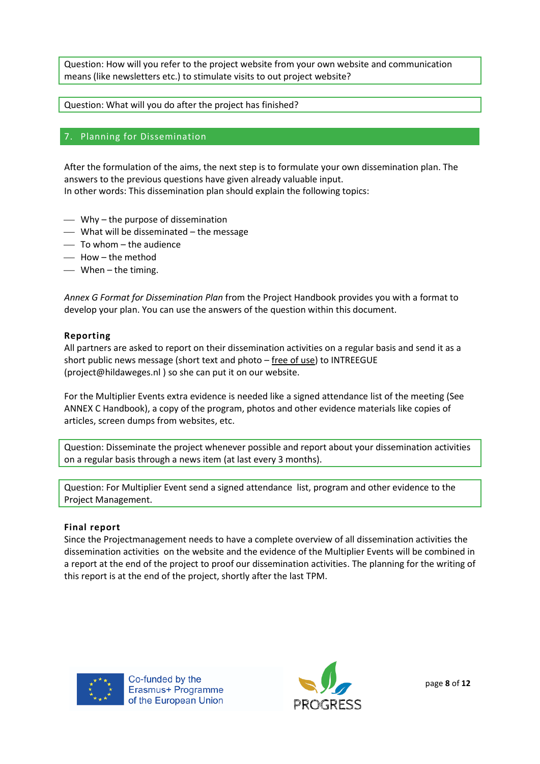Question: How will you refer to the project website from your own website and communication means (like newsletters etc.) to stimulate visits to out project website?

Question: What will you do after the project has finished?

## 7. Planning for Dissemination

After the formulation of the aims, the next step is to formulate your own dissemination plan. The answers to the previous questions have given already valuable input.
In other words: This dissemination plan should explain the following topics:

- Why – the purpose of dissemination
- What will be disseminated – the message
- To whom – the audience
- How – the method
- When – the timing.

*Annex G Format for Dissemination Plan* from the Project Handbook provides you with a format to develop your plan. You can use the answers of the question within this document.

### Reporting

All partners are asked to report on their dissemination activities on a regular basis and send it as a short public news message (short text and photo – free of use) to INTREEGUE (project@hildaweges.nl ) so she can put it on our website.

For the Multiplier Events extra evidence is needed like a signed attendance list of the meeting (See ANNEX C Handbook), a copy of the program, photos and other evidence materials like copies of articles, screen dumps from websites, etc.

Question: Disseminate the project whenever possible and report about your dissemination activities on a regular basis through a news item (at last every 3 months).

Question: For Multiplier Event send a signed attendance list, program and other evidence to the Project Management.

### Final report

Since the Projectmanagement needs to have a complete overview of all dissemination activities the dissemination activities on the website and the evidence of the Multiplier Events will be combined in a report at the end of the project to proof our dissemination activities. The planning for the writing of this report is at the end of the project, shortly after the last TPM.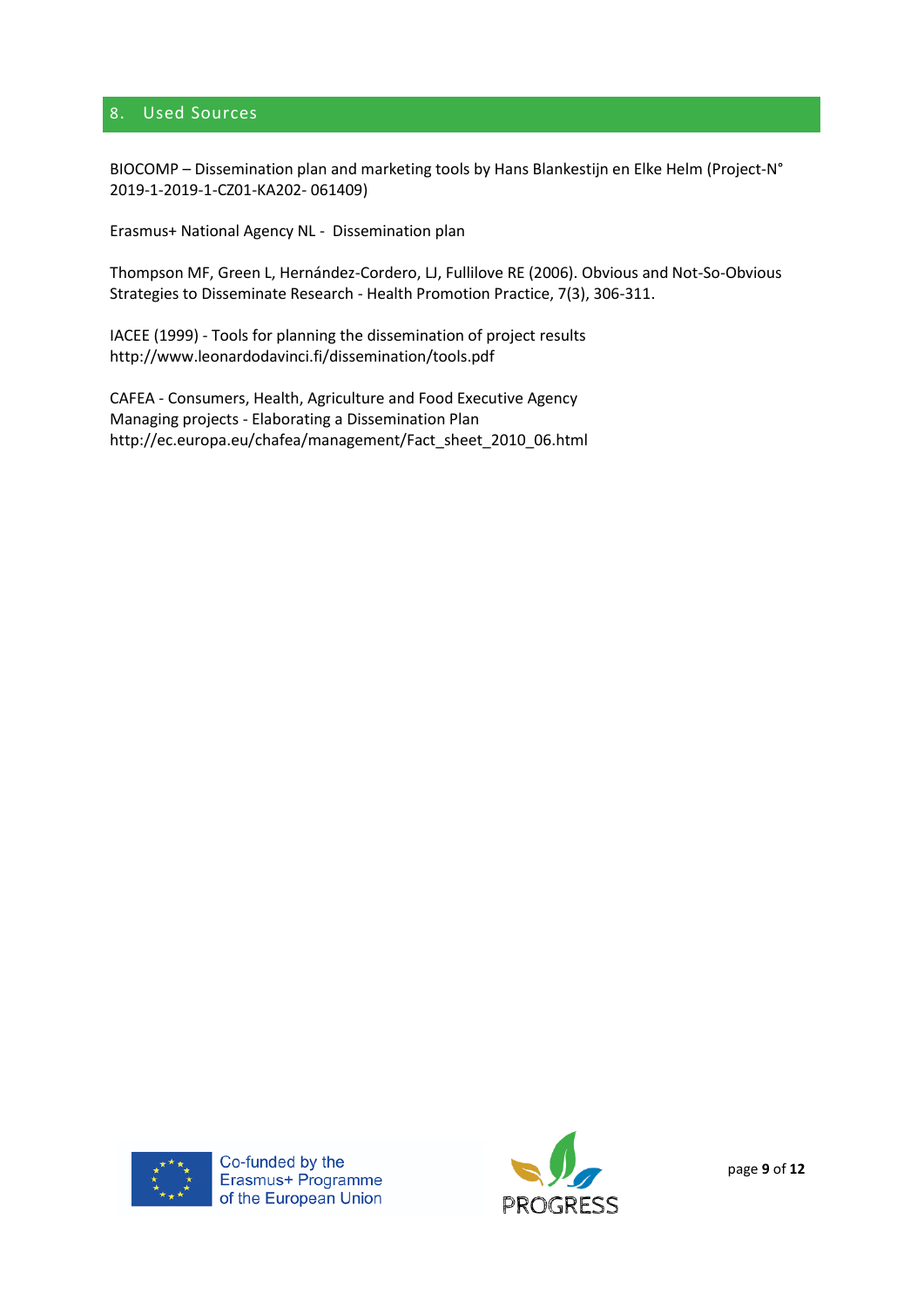## 8. Used Sources

BIOCOMP – Dissemination plan and marketing tools by Hans Blankestijn en Elke Helm (Project-N° 2019-1-2019-1-CZ01-KA202- 061409)

Erasmus+ National Agency NL - Dissemination plan

Thompson MF, Green L, Hernández-Cordero, LJ, Fullilove RE (2006). Obvious and Not-So-Obvious Strategies to Disseminate Research - Health Promotion Practice, 7(3), 306-311.

IACEE (1999) - Tools for planning the dissemination of project results
http://www.leonardodavinci.fi/dissemination/tools.pdf

CAFEA - Consumers, Health, Agriculture and Food Executive Agency
Managing projects - Elaborating a Dissemination Plan
http://ec.europa.eu/chafea/management/Fact_sheet_2010_06.html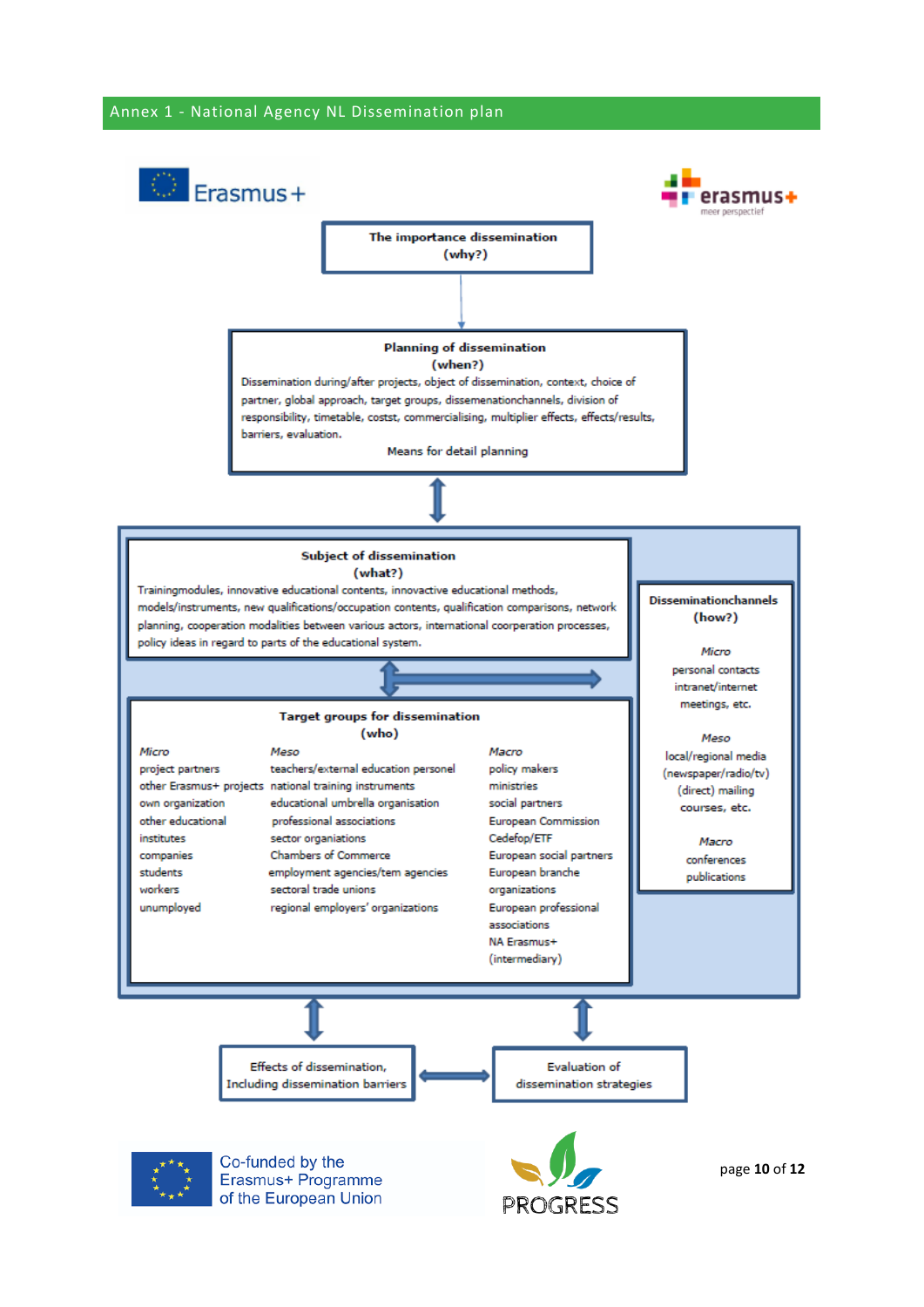## Annex 1 - National Agency NL Dissemination plan

**The importance dissemination (why?)**

**Planning of dissemination (when?)**

Dissemination during/after projects, object of dissemination, context, choice of partner, global approach, target groups, dissemenationchannels, division of responsibility, timetable, costst, commercialising, multiplier effects, effects/results, barriers, evaluation.

Means for detail planning

**Subject of dissemination (what?)**

Trainingmodules, innovative educational contents, innovative educational methods, models/instruments, new qualifications/occupation contents, qualification comparisons, network planning, cooperation modalities between various actors, international coorperation processes, policy ideas in regard to parts of the educational system.

**Disseminationchannels (how?)**

*Micro*
- personal contacts
- intranet/internet
- meetings, etc.

*Meso*
- local/regional media (newspaper/radio/tv)
- (direct) mailing
- courses, etc.

*Macro*
- conferences
- publications

**Target groups for dissemination (who)**

| *Micro* | *Meso* | *Macro* |
|---|---|---|
| project partners | teachers/external education personel | policy makers |
| other Erasmus+ projects | national training instruments | ministries |
| own organization | educational umbrella organisation | social partners |
| other educational institutes | professional associations | European Commission |
| companies | sector organiations | Cedefop/ETF |
| students | Chambers of Commerce | European social partners |
| workers | employment agencies/tem agencies | European branche organizations |
| unumployed | sectoral trade unions | European professional associations |
| | regional employers' organizations | NA Erasmus+ (intermediary) |

**Effects of dissemination, Including dissemination barriers**

**Evaluation of dissemination strategies**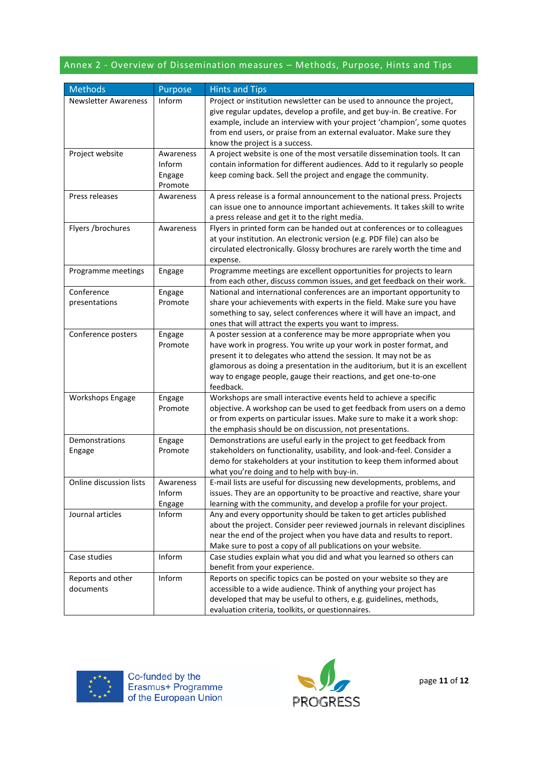## Annex 2 - Overview of Dissemination measures – Methods, Purpose, Hints and Tips

| Methods | Purpose | Hints and Tips |
|---|---|---|
| Newsletter Awareness | Inform | Project or institution newsletter can be used to announce the project, give regular updates, develop a profile, and get buy-in. Be creative. For example, include an interview with your project 'champion', some quotes from end users, or praise from an external evaluator. Make sure they know the project is a success. |
| Project website | Awareness Inform Engage Promote | A project website is one of the most versatile dissemination tools. It can contain information for different audiences. Add to it regularly so people keep coming back. Sell the project and engage the community. |
| Press releases | Awareness | A press release is a formal announcement to the national press. Projects can issue one to announce important achievements. It takes skill to write a press release and get it to the right media. |
| Flyers /brochures | Awareness | Flyers in printed form can be handed out at conferences or to colleagues at your institution. An electronic version (e.g. PDF file) can also be circulated electronically. Glossy brochures are rarely worth the time and expense. |
| Programme meetings | Engage | Programme meetings are excellent opportunities for projects to learn from each other, discuss common issues, and get feedback on their work. |
| Conference presentations | Engage Promote | National and international conferences are an important opportunity to share your achievements with experts in the field. Make sure you have something to say, select conferences where it will have an impact, and ones that will attract the experts you want to impress. |
| Conference posters | Engage Promote | A poster session at a conference may be more appropriate when you have work in progress. You write up your work in poster format, and present it to delegates who attend the session. It may not be as glamorous as doing a presentation in the auditorium, but it is an excellent way to engage people, gauge their reactions, and get one-to-one feedback. |
| Workshops Engage | Engage Promote | Workshops are small interactive events held to achieve a specific objective. A workshop can be used to get feedback from users on a demo or from experts on particular issues. Make sure to make it a work shop: the emphasis should be on discussion, not presentations. |
| Demonstrations Engage | Engage Promote | Demonstrations are useful early in the project to get feedback from stakeholders on functionality, usability, and look-and-feel. Consider a demo for stakeholders at your institution to keep them informed about what you're doing and to help with buy-in. |
| Online discussion lists | Awareness Inform Engage | E-mail lists are useful for discussing new developments, problems, and issues. They are an opportunity to be proactive and reactive, share your learning with the community, and develop a profile for your project. |
| Journal articles | Inform | Any and every opportunity should be taken to get articles published about the project. Consider peer reviewed journals in relevant disciplines near the end of the project when you have data and results to report. Make sure to post a copy of all publications on your website. |
| Case studies | Inform | Case studies explain what you did and what you learned so others can benefit from your experience. |
| Reports and other documents | Inform | Reports on specific topics can be posted on your website so they are accessible to a wide audience. Think of anything your project has developed that may be useful to others, e.g. guidelines, methods, evaluation criteria, toolkits, or questionnaires. |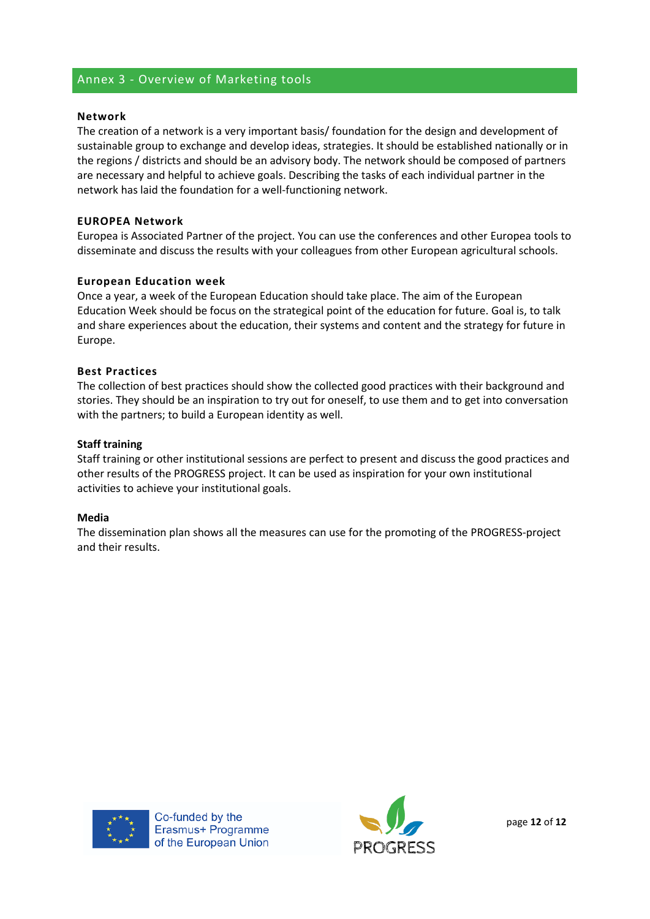## Annex 3 - Overview of Marketing tools

**Network**

The creation of a network is a very important basis/ foundation for the design and development of sustainable group to exchange and develop ideas, strategies. It should be established nationally or in the regions / districts and should be an advisory body. The network should be composed of partners are necessary and helpful to achieve goals. Describing the tasks of each individual partner in the network has laid the foundation for a well-functioning network.

**EUROPEA Network**

Europea is Associated Partner of the project. You can use the conferences and other Europea tools to disseminate and discuss the results with your colleagues from other European agricultural schools.

**European Education week**

Once a year, a week of the European Education should take place. The aim of the European Education Week should be focus on the strategical point of the education for future. Goal is, to talk and share experiences about the education, their systems and content and the strategy for future in Europe.

**Best Practices**

The collection of best practices should show the collected good practices with their background and stories. They should be an inspiration to try out for oneself, to use them and to get into conversation with the partners; to build a European identity as well.

**Staff training**

Staff training or other institutional sessions are perfect to present and discuss the good practices and other results of the PROGRESS project. It can be used as inspiration for your own institutional activities to achieve your institutional goals.

**Media**

The dissemination plan shows all the measures can use for the promoting of the PROGRESS-project and their results.